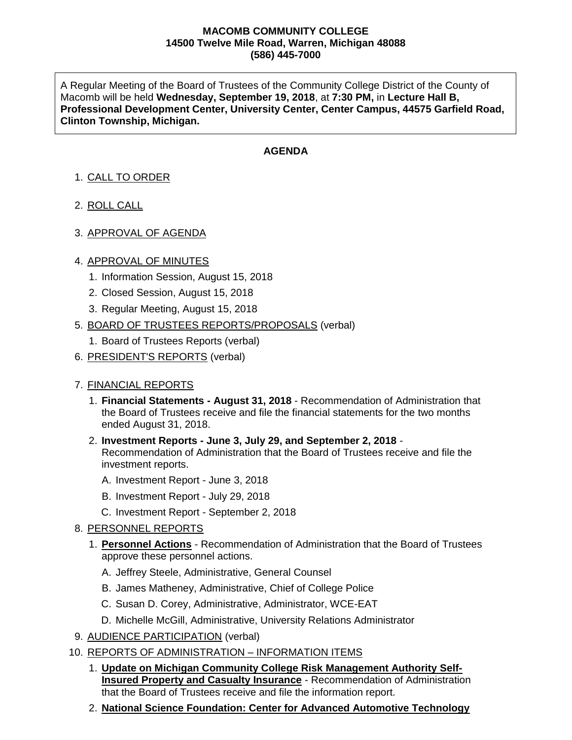**MACOMB COMMUNITY COLLEGE**
**14500 Twelve Mile Road, Warren, Michigan 48088**
**(586) 445-7000**

A Regular Meeting of the Board of Trustees of the Community College District of the County of Macomb will be held **Wednesday, September 19, 2018**, at **7:30 PM,** in **Lecture Hall B, Professional Development Center, University Center, Center Campus, 44575 Garfield Road, Clinton Township, Michigan.**

## AGENDA

1. CALL TO ORDER

2. ROLL CALL

3. APPROVAL OF AGENDA

4. APPROVAL OF MINUTES
   1. Information Session, August 15, 2018
   2. Closed Session, August 15, 2018
   3. Regular Meeting, August 15, 2018
5. BOARD OF TRUSTEES REPORTS/PROPOSALS (verbal)
   1. Board of Trustees Reports (verbal)
6. PRESIDENT'S REPORTS (verbal)

7. FINANCIAL REPORTS
   1. **Financial Statements - August 31, 2018** - Recommendation of Administration that the Board of Trustees receive and file the financial statements for the two months ended August 31, 2018.
   2. **Investment Reports - June 3, July 29, and September 2, 2018** - Recommendation of Administration that the Board of Trustees receive and file the investment reports.
      - A. Investment Report - June 3, 2018
      - B. Investment Report - July 29, 2018
      - C. Investment Report - September 2, 2018
8. PERSONNEL REPORTS
   1. **Personnel Actions** - Recommendation of Administration that the Board of Trustees approve these personnel actions.
      - A. Jeffrey Steele, Administrative, General Counsel
      - B. James Matheney, Administrative, Chief of College Police
      - C. Susan D. Corey, Administrative, Administrator, WCE-EAT
      - D. Michelle McGill, Administrative, University Relations Administrator
9. AUDIENCE PARTICIPATION (verbal)
10. REPORTS OF ADMINISTRATION – INFORMATION ITEMS
    1. **Update on Michigan Community College Risk Management Authority Self-Insured Property and Casualty Insurance** - Recommendation of Administration that the Board of Trustees receive and file the information report.
    2. **National Science Foundation: Center for Advanced Automotive Technology**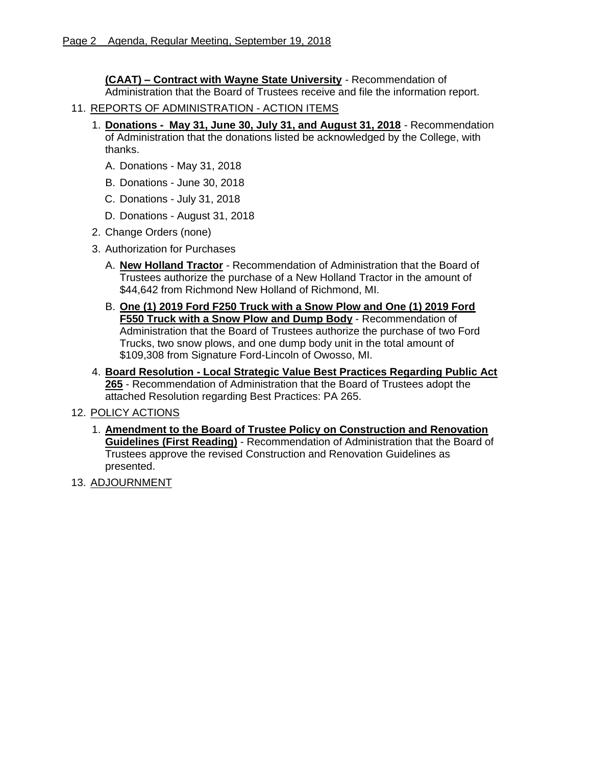**(CAAT) – Contract with Wayne State University** - Recommendation of Administration that the Board of Trustees receive and file the information report.

11. REPORTS OF ADMINISTRATION - ACTION ITEMS
    1. **Donations - May 31, June 30, July 31, and August 31, 2018** - Recommendation of Administration that the donations listed be acknowledged by the College, with thanks.
       - A. Donations - May 31, 2018
       - B. Donations - June 30, 2018
       - C. Donations - July 31, 2018
       - D. Donations - August 31, 2018
    2. Change Orders (none)
    3. Authorization for Purchases
       - A. **New Holland Tractor** - Recommendation of Administration that the Board of Trustees authorize the purchase of a New Holland Tractor in the amount of $44,642 from Richmond New Holland of Richmond, MI.
       - B. **One (1) 2019 Ford F250 Truck with a Snow Plow and One (1) 2019 Ford F550 Truck with a Snow Plow and Dump Body** - Recommendation of Administration that the Board of Trustees authorize the purchase of two Ford Trucks, two snow plows, and one dump body unit in the total amount of $109,308 from Signature Ford-Lincoln of Owosso, MI.
    4. **Board Resolution - Local Strategic Value Best Practices Regarding Public Act 265** - Recommendation of Administration that the Board of Trustees adopt the attached Resolution regarding Best Practices: PA 265.
12. POLICY ACTIONS
    1. **Amendment to the Board of Trustee Policy on Construction and Renovation Guidelines (First Reading)** - Recommendation of Administration that the Board of Trustees approve the revised Construction and Renovation Guidelines as presented.
13. ADJOURNMENT